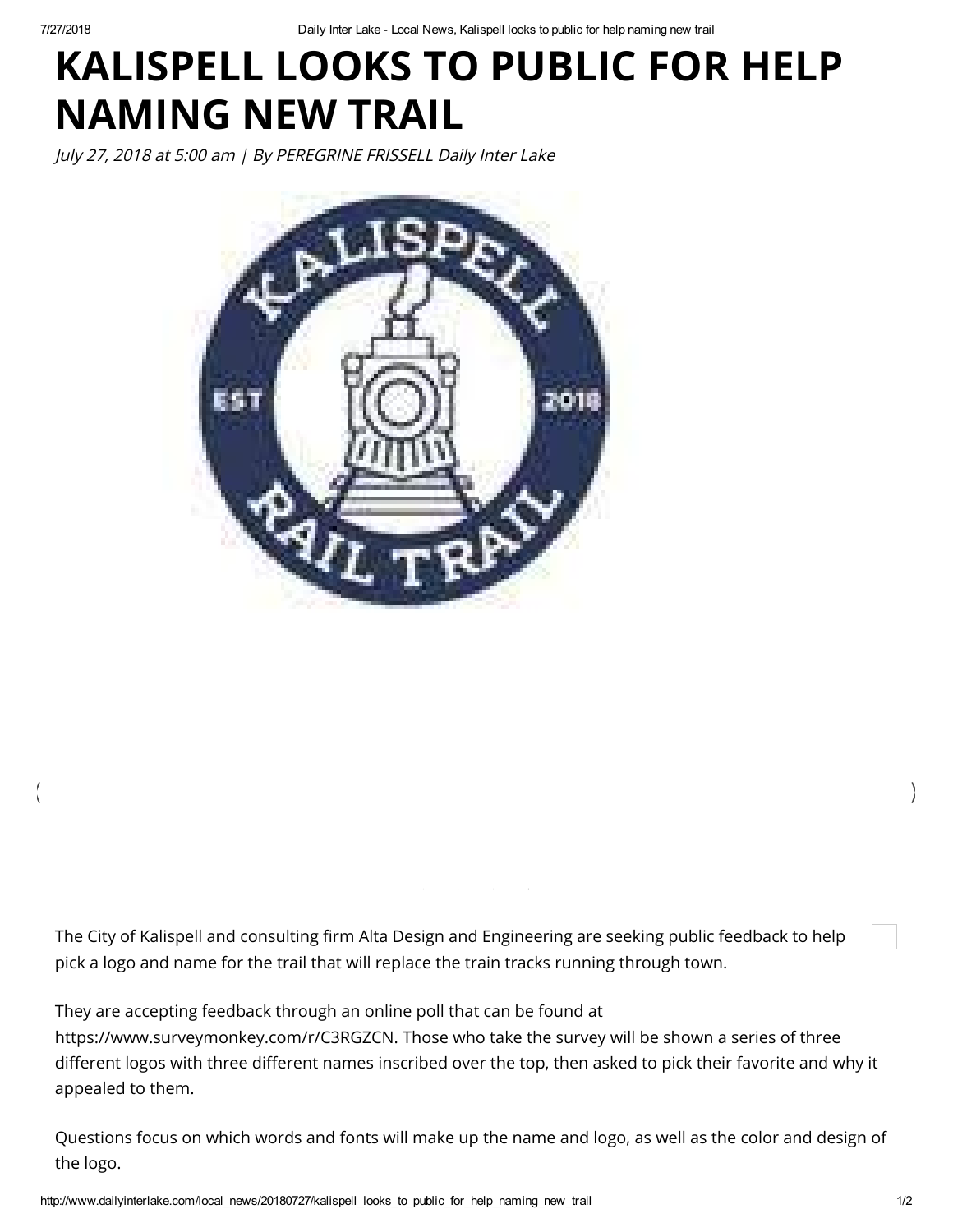# KALISPELL LOOKS TO PUBLIC FOR HELP NAMING NEW TRAIL

*July 27, 2018 at 5:00 am | By PEREGRINE FRISSELL Daily Inter Lake*

The City of Kalispell and consulting firm Alta Design and Engineering are seeking public feedback to help pick a logo and name for the trail that will replace the train tracks running through town.

They are accepting feedback through an online poll that can be found at https://www.surveymonkey.com/r/C3RGZCN. Those who take the survey will be shown a series of three different logos with three different names inscribed over the top, then asked to pick their favorite and why it appealed to them.

Questions focus on which words and fonts will make up the name and logo, as well as the color and design of the logo.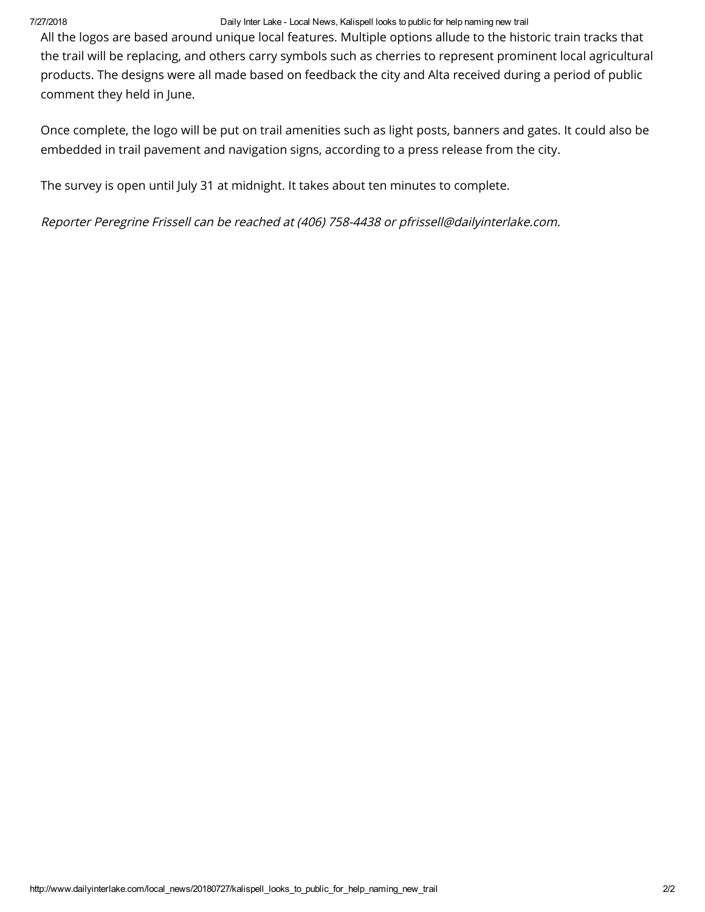All the logos are based around unique local features. Multiple options allude to the historic train tracks that the trail will be replacing, and others carry symbols such as cherries to represent prominent local agricultural products. The designs were all made based on feedback the city and Alta received during a period of public comment they held in June.

Once complete, the logo will be put on trail amenities such as light posts, banners and gates. It could also be embedded in trail pavement and navigation signs, according to a press release from the city.

The survey is open until July 31 at midnight. It takes about ten minutes to complete.

*Reporter Peregrine Frissell can be reached at (406) 758-4438 or pfrissell@dailyinterlake.com.*